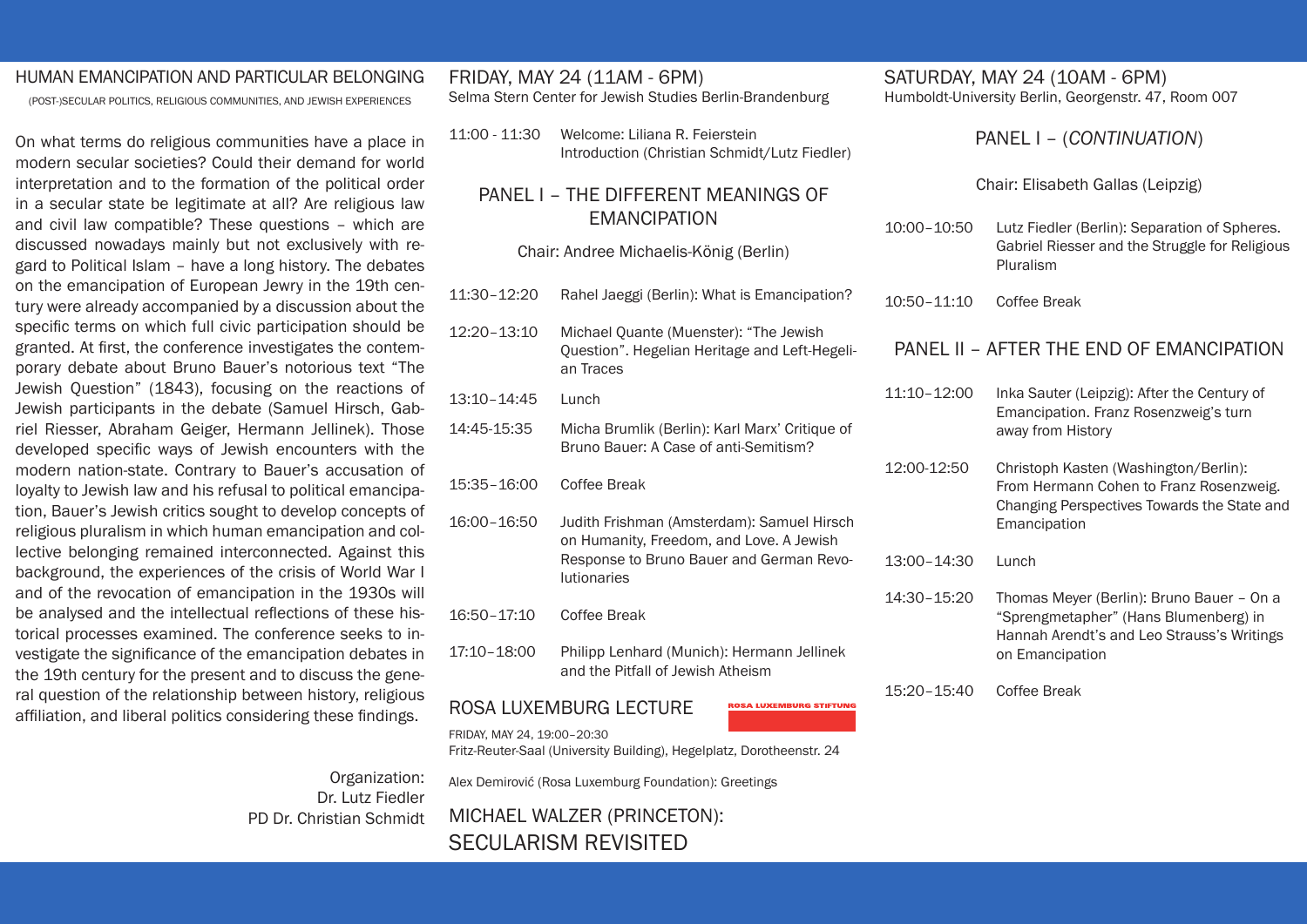# HUMAN EMANCIPATION AND PARTICULAR BELONGING

(POST-)SECULAR POLITICS, RELIGIOUS COMMUNITIES, AND JEWISH EXPERIENCES

On what terms do religious communities have a place in modern secular societies? Could their demand for world interpretation and to the formation of the political order in a secular state be legitimate at all? Are religious law and civil law compatible? These questions – which are discussed nowadays mainly but not exclusively with regard to Political Islam – have a long history. The debates on the emancipation of European Jewry in the 19th century were already accompanied by a discussion about the specific terms on which full civic participation should be granted. At first, the conference investigates the contemporary debate about Bruno Bauer's notorious text "The Jewish Question" (1843), focusing on the reactions of Jewish participants in the debate (Samuel Hirsch, Gabriel Riesser, Abraham Geiger, Hermann Jellinek). Those developed specific ways of Jewish encounters with the modern nation-state. Contrary to Bauer's accusation of loyalty to Jewish law and his refusal to political emancipation, Bauer's Jewish critics sought to develop concepts of religious pluralism in which human emancipation and collective belonging remained interconnected. Against this background, the experiences of the crisis of World War I and of the revocation of emancipation in the 1930s will be analysed and the intellectual reflections of these historical processes examined. The conference seeks to investigate the significance of the emancipation debates in the 19th century for the present and to discuss the general question of the relationship between history, religious affiliation, and liberal politics considering these findings.

Organization:
Dr. Lutz Fiedler
PD Dr. Christian Schmidt

## FRIDAY, MAY 24 (11AM - 6PM)

Selma Stern Center for Jewish Studies Berlin-Brandenburg

| | |
|---|---|
| 11:00 - 11:30 | Welcome: Liliana R. Feierstein<br>Introduction (Christian Schmidt/Lutz Fiedler) |

### PANEL I – THE DIFFERENT MEANINGS OF EMANCIPATION

Chair: Andree Michaelis-König (Berlin)

| | |
|---|---|
| 11:30–12:20 | Rahel Jaeggi (Berlin): What is Emancipation? |
| 12:20–13:10 | Michael Quante (Muenster): "The Jewish Question". Hegelian Heritage and Left-Hegelian Traces |
| 13:10–14:45 | Lunch |
| 14:45-15:35 | Micha Brumlik (Berlin): Karl Marx' Critique of Bruno Bauer: A Case of anti-Semitism? |
| 15:35–16:00 | Coffee Break |
| 16:00–16:50 | Judith Frishman (Amsterdam): Samuel Hirsch on Humanity, Freedom, and Love. A Jewish Response to Bruno Bauer and German Revolutionaries |
| 16:50–17:10 | Coffee Break |
| 17:10–18:00 | Philipp Lenhard (Munich): Hermann Jellinek and the Pitfall of Jewish Atheism |

## ROSA LUXEMBURG LECTURE

ROSA LUXEMBURG STIFTUNG

FRIDAY, MAY 24, 19:00–20:30
Fritz-Reuter-Saal (University Building), Hegelplatz, Dorotheenstr. 24

Alex Demirović (Rosa Luxemburg Foundation): Greetings

### MICHAEL WALZER (PRINCETON): SECULARISM REVISITED

## SATURDAY, MAY 24 (10AM - 6PM)

Humboldt-University Berlin, Georgenstr. 47, Room 007

### PANEL I – (*CONTINUATION*)

Chair: Elisabeth Gallas (Leipzig)

| | |
|---|---|
| 10:00–10:50 | Lutz Fiedler (Berlin): Separation of Spheres. Gabriel Riesser and the Struggle for Religious Pluralism |
| 10:50–11:10 | Coffee Break |

### PANEL II – AFTER THE END OF EMANCIPATION

| | |
|---|---|
| 11:10–12:00 | Inka Sauter (Leipzig): After the Century of Emancipation. Franz Rosenzweig's turn away from History |
| 12:00-12:50 | Christoph Kasten (Washington/Berlin): From Hermann Cohen to Franz Rosenzweig. Changing Perspectives Towards the State and Emancipation |
| 13:00–14:30 | Lunch |
| 14:30–15:20 | Thomas Meyer (Berlin): Bruno Bauer – On a "Sprengmetapher" (Hans Blumenberg) in Hannah Arendt's and Leo Strauss's Writings on Emancipation |
| 15:20–15:40 | Coffee Break |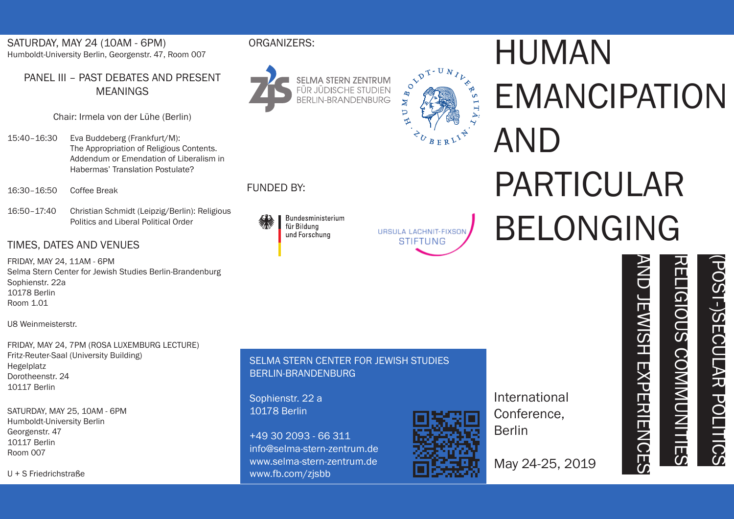SATURDAY, MAY 24 (10AM - 6PM)
Humboldt-University Berlin, Georgenstr. 47, Room 007

## PANEL III – PAST DEBATES AND PRESENT MEANINGS

Chair: Irmela von der Lühe (Berlin)

15:40–16:30 Eva Buddeberg (Frankfurt/M): The Appropriation of Religious Contents. Addendum or Emendation of Liberalism in Habermas' Translation Postulate?

16:30–16:50 Coffee Break

16:50–17:40 Christian Schmidt (Leipzig/Berlin): Religious Politics and Liberal Political Order

## TIMES, DATES AND VENUES

FRIDAY, MAY 24, 11AM - 6PM
Selma Stern Center for Jewish Studies Berlin-Brandenburg
Sophienstr. 22a
10178 Berlin
Room 1.01

U8 Weinmeisterstr.

FRIDAY, MAY 24, 7PM (ROSA LUXEMBURG LECTURE)
Fritz-Reuter-Saal (University Building)
Hegelplatz
Dorotheenstr. 24
10117 Berlin

SATURDAY, MAY 25, 10AM - 6PM
Humboldt-University Berlin
Georgenstr. 47
10117 Berlin
Room 007

U + S Friedrichstraße

ORGANIZERS:

SELMA STERN ZENTRUM FÜR JÜDISCHE STUDIEN BERLIN-BRANDENBURG

HUMBOLDT-UNIVERSITÄT ZU BERLIN

FUNDED BY:

Bundesministerium für Bildung und Forschung

URSULA LACHNIT-FIXSON STIFTUNG

SELMA STERN CENTER FOR JEWISH STUDIES BERLIN-BRANDENBURG

Sophienstr. 22 a
10178 Berlin

+49 30 2093 - 66 311
info@selma-stern-zentrum.de
www.selma-stern-zentrum.de
www.fb.com/zjsbb

# HUMAN EMANCIPATION AND PARTICULAR BELONGING

(POST-)SECULAR POLITICS
RELIGIOUS COMMUNITIES
AND JEWISH EXPERIENCES

International Conference, Berlin

May 24-25, 2019